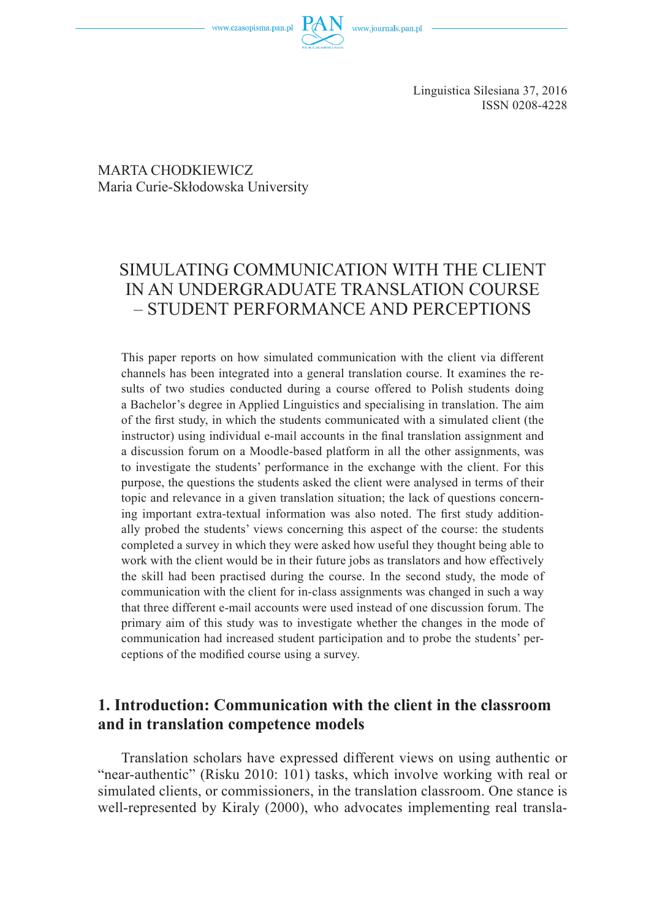MARTA CHODKIEWICZ
Maria Curie-Skłodowska University

# SIMULATING COMMUNICATION WITH THE CLIENT IN AN UNDERGRADUATE TRANSLATION COURSE – STUDENT PERFORMANCE AND PERCEPTIONS

This paper reports on how simulated communication with the client via different channels has been integrated into a general translation course. It examines the results of two studies conducted during a course offered to Polish students doing a Bachelor's degree in Applied Linguistics and specialising in translation. The aim of the first study, in which the students communicated with a simulated client (the instructor) using individual e-mail accounts in the final translation assignment and a discussion forum on a Moodle-based platform in all the other assignments, was to investigate the students' performance in the exchange with the client. For this purpose, the questions the students asked the client were analysed in terms of their topic and relevance in a given translation situation; the lack of questions concerning important extra-textual information was also noted. The first study additionally probed the students' views concerning this aspect of the course: the students completed a survey in which they were asked how useful they thought being able to work with the client would be in their future jobs as translators and how effectively the skill had been practised during the course. In the second study, the mode of communication with the client for in-class assignments was changed in such a way that three different e-mail accounts were used instead of one discussion forum. The primary aim of this study was to investigate whether the changes in the mode of communication had increased student participation and to probe the students' perceptions of the modified course using a survey.

## 1. Introduction: Communication with the client in the classroom and in translation competence models

Translation scholars have expressed different views on using authentic or "near-authentic" (Risku 2010: 101) tasks, which involve working with real or simulated clients, or commissioners, in the translation classroom. One stance is well-represented by Kiraly (2000), who advocates implementing real transla-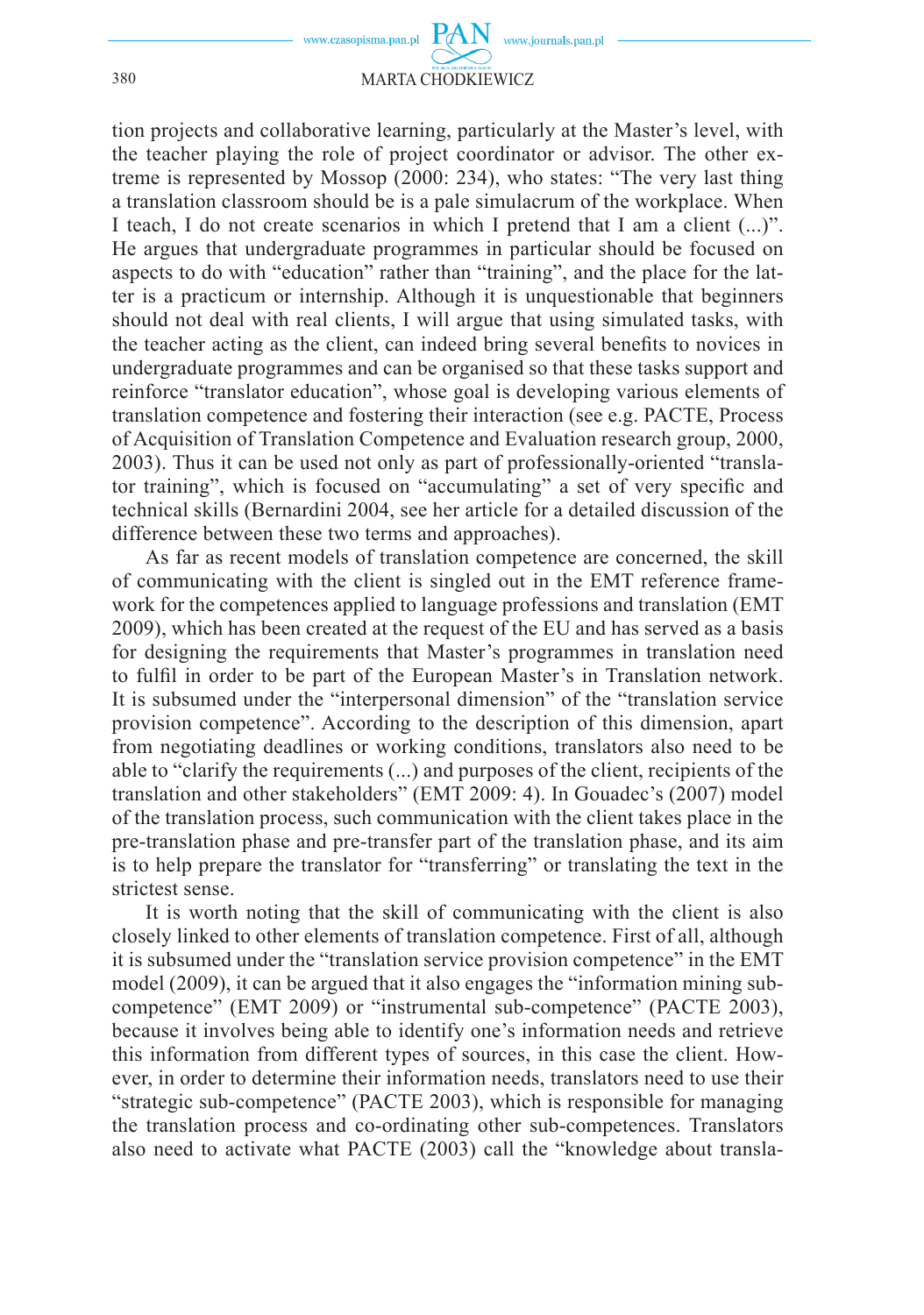tion projects and collaborative learning, particularly at the Master's level, with the teacher playing the role of project coordinator or advisor. The other extreme is represented by Mossop (2000: 234), who states: "The very last thing a translation classroom should be is a pale simulacrum of the workplace. When I teach, I do not create scenarios in which I pretend that I am a client (...)". He argues that undergraduate programmes in particular should be focused on aspects to do with "education" rather than "training", and the place for the latter is a practicum or internship. Although it is unquestionable that beginners should not deal with real clients, I will argue that using simulated tasks, with the teacher acting as the client, can indeed bring several benefits to novices in undergraduate programmes and can be organised so that these tasks support and reinforce "translator education", whose goal is developing various elements of translation competence and fostering their interaction (see e.g. PACTE, Process of Acquisition of Translation Competence and Evaluation research group, 2000, 2003). Thus it can be used not only as part of professionally-oriented "translator training", which is focused on "accumulating" a set of very specific and technical skills (Bernardini 2004, see her article for a detailed discussion of the difference between these two terms and approaches).

As far as recent models of translation competence are concerned, the skill of communicating with the client is singled out in the EMT reference framework for the competences applied to language professions and translation (EMT 2009), which has been created at the request of the EU and has served as a basis for designing the requirements that Master's programmes in translation need to fulfil in order to be part of the European Master's in Translation network. It is subsumed under the "interpersonal dimension" of the "translation service provision competence". According to the description of this dimension, apart from negotiating deadlines or working conditions, translators also need to be able to "clarify the requirements (...) and purposes of the client, recipients of the translation and other stakeholders" (EMT 2009: 4). In Gouadec's (2007) model of the translation process, such communication with the client takes place in the pre-translation phase and pre-transfer part of the translation phase, and its aim is to help prepare the translator for "transferring" or translating the text in the strictest sense.

It is worth noting that the skill of communicating with the client is also closely linked to other elements of translation competence. First of all, although it is subsumed under the "translation service provision competence" in the EMT model (2009), it can be argued that it also engages the "information mining subcompetence" (EMT 2009) or "instrumental sub-competence" (PACTE 2003), because it involves being able to identify one's information needs and retrieve this information from different types of sources, in this case the client. However, in order to determine their information needs, translators need to use their "strategic sub-competence" (PACTE 2003), which is responsible for managing the translation process and co-ordinating other sub-competences. Translators also need to activate what PACTE (2003) call the "knowledge about transla-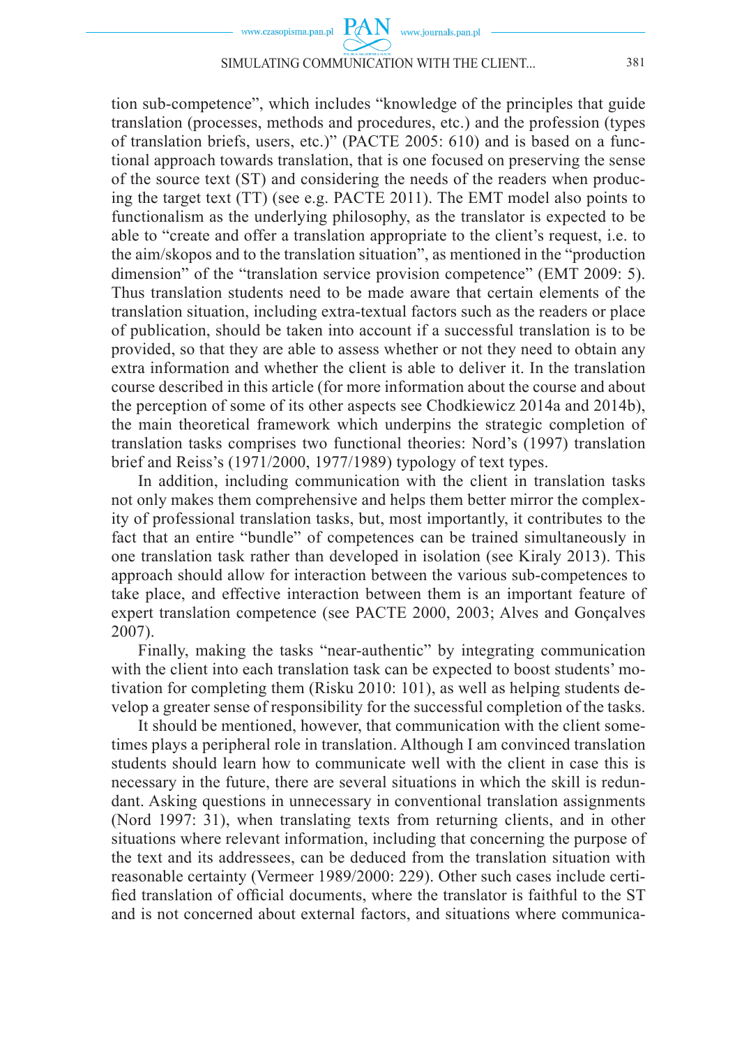tion sub-competence", which includes "knowledge of the principles that guide translation (processes, methods and procedures, etc.) and the profession (types of translation briefs, users, etc.)" (PACTE 2005: 610) and is based on a functional approach towards translation, that is one focused on preserving the sense of the source text (ST) and considering the needs of the readers when producing the target text (TT) (see e.g. PACTE 2011). The EMT model also points to functionalism as the underlying philosophy, as the translator is expected to be able to "create and offer a translation appropriate to the client's request, i.e. to the aim/skopos and to the translation situation", as mentioned in the "production dimension" of the "translation service provision competence" (EMT 2009: 5). Thus translation students need to be made aware that certain elements of the translation situation, including extra-textual factors such as the readers or place of publication, should be taken into account if a successful translation is to be provided, so that they are able to assess whether or not they need to obtain any extra information and whether the client is able to deliver it. In the translation course described in this article (for more information about the course and about the perception of some of its other aspects see Chodkiewicz 2014a and 2014b), the main theoretical framework which underpins the strategic completion of translation tasks comprises two functional theories: Nord's (1997) translation brief and Reiss's (1971/2000, 1977/1989) typology of text types.

In addition, including communication with the client in translation tasks not only makes them comprehensive and helps them better mirror the complexity of professional translation tasks, but, most importantly, it contributes to the fact that an entire "bundle" of competences can be trained simultaneously in one translation task rather than developed in isolation (see Kiraly 2013). This approach should allow for interaction between the various sub-competences to take place, and effective interaction between them is an important feature of expert translation competence (see PACTE 2000, 2003; Alves and Gonçalves 2007).

Finally, making the tasks "near-authentic" by integrating communication with the client into each translation task can be expected to boost students' motivation for completing them (Risku 2010: 101), as well as helping students develop a greater sense of responsibility for the successful completion of the tasks.

It should be mentioned, however, that communication with the client sometimes plays a peripheral role in translation. Although I am convinced translation students should learn how to communicate well with the client in case this is necessary in the future, there are several situations in which the skill is redundant. Asking questions in unnecessary in conventional translation assignments (Nord 1997: 31), when translating texts from returning clients, and in other situations where relevant information, including that concerning the purpose of the text and its addressees, can be deduced from the translation situation with reasonable certainty (Vermeer 1989/2000: 229). Other such cases include certified translation of official documents, where the translator is faithful to the ST and is not concerned about external factors, and situations where communica-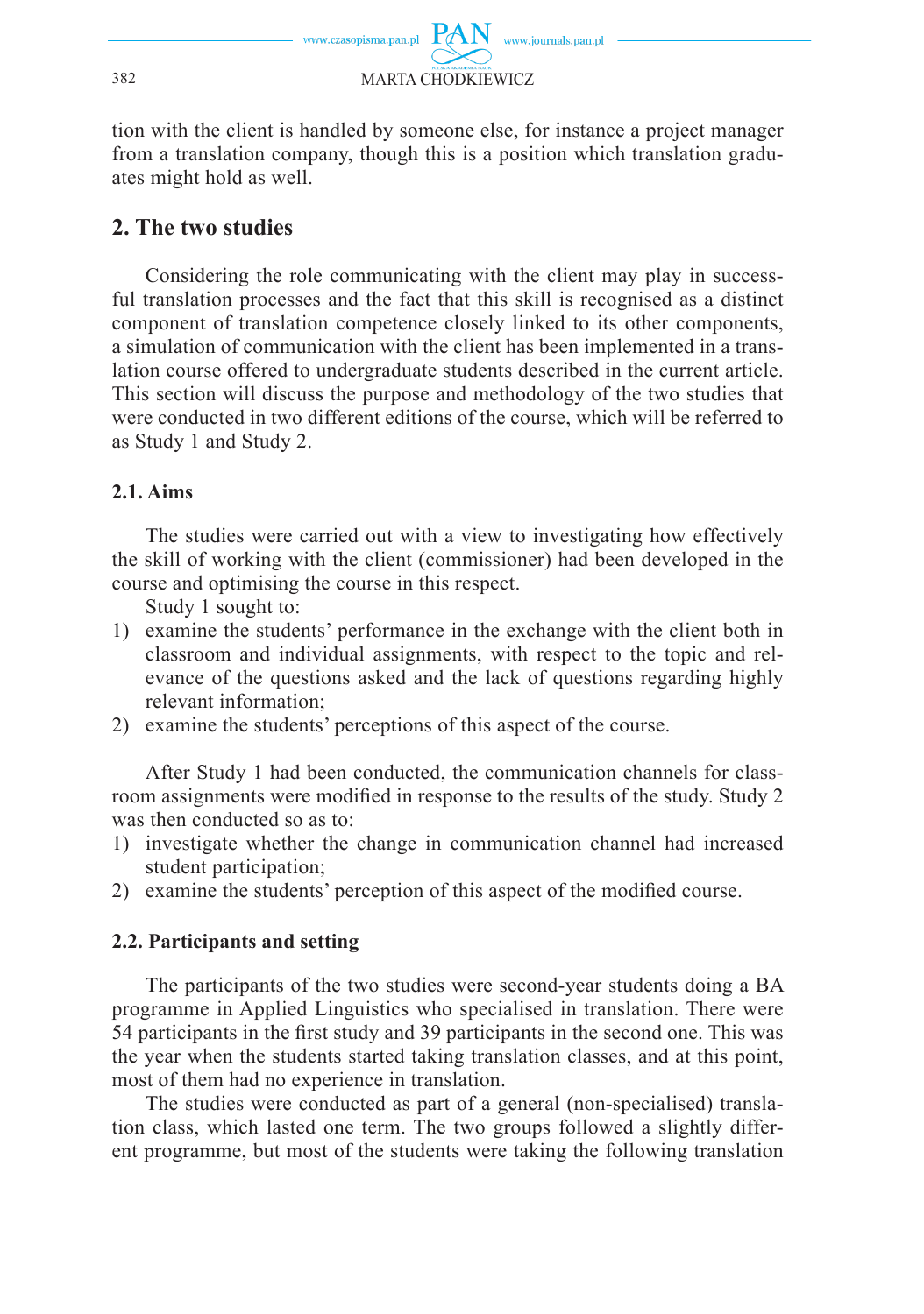tion with the client is handled by someone else, for instance a project manager from a translation company, though this is a position which translation graduates might hold as well.

## 2. The two studies

Considering the role communicating with the client may play in successful translation processes and the fact that this skill is recognised as a distinct component of translation competence closely linked to its other components, a simulation of communication with the client has been implemented in a translation course offered to undergraduate students described in the current article. This section will discuss the purpose and methodology of the two studies that were conducted in two different editions of the course, which will be referred to as Study 1 and Study 2.

### 2.1. Aims

The studies were carried out with a view to investigating how effectively the skill of working with the client (commissioner) had been developed in the course and optimising the course in this respect.

Study 1 sought to:

1) examine the students' performance in the exchange with the client both in classroom and individual assignments, with respect to the topic and relevance of the questions asked and the lack of questions regarding highly relevant information;
2) examine the students' perceptions of this aspect of the course.

After Study 1 had been conducted, the communication channels for classroom assignments were modified in response to the results of the study. Study 2 was then conducted so as to:

1) investigate whether the change in communication channel had increased student participation;
2) examine the students' perception of this aspect of the modified course.

### 2.2. Participants and setting

The participants of the two studies were second-year students doing a BA programme in Applied Linguistics who specialised in translation. There were 54 participants in the first study and 39 participants in the second one. This was the year when the students started taking translation classes, and at this point, most of them had no experience in translation.

The studies were conducted as part of a general (non-specialised) translation class, which lasted one term. The two groups followed a slightly different programme, but most of the students were taking the following translation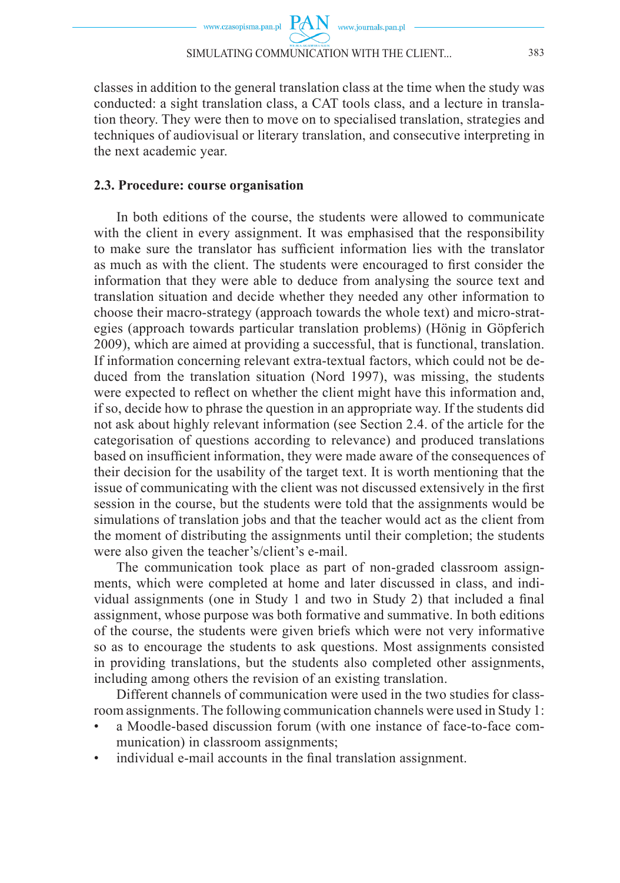classes in addition to the general translation class at the time when the study was conducted: a sight translation class, a CAT tools class, and a lecture in translation theory. They were then to move on to specialised translation, strategies and techniques of audiovisual or literary translation, and consecutive interpreting in the next academic year.

### 2.3. Procedure: course organisation

In both editions of the course, the students were allowed to communicate with the client in every assignment. It was emphasised that the responsibility to make sure the translator has sufficient information lies with the translator as much as with the client. The students were encouraged to first consider the information that they were able to deduce from analysing the source text and translation situation and decide whether they needed any other information to choose their macro-strategy (approach towards the whole text) and micro-strategies (approach towards particular translation problems) (Hönig in Göpferich 2009), which are aimed at providing a successful, that is functional, translation. If information concerning relevant extra-textual factors, which could not be deduced from the translation situation (Nord 1997), was missing, the students were expected to reflect on whether the client might have this information and, if so, decide how to phrase the question in an appropriate way. If the students did not ask about highly relevant information (see Section 2.4. of the article for the categorisation of questions according to relevance) and produced translations based on insufficient information, they were made aware of the consequences of their decision for the usability of the target text. It is worth mentioning that the issue of communicating with the client was not discussed extensively in the first session in the course, but the students were told that the assignments would be simulations of translation jobs and that the teacher would act as the client from the moment of distributing the assignments until their completion; the students were also given the teacher's/client's e-mail.

The communication took place as part of non-graded classroom assignments, which were completed at home and later discussed in class, and individual assignments (one in Study 1 and two in Study 2) that included a final assignment, whose purpose was both formative and summative. In both editions of the course, the students were given briefs which were not very informative so as to encourage the students to ask questions. Most assignments consisted in providing translations, but the students also completed other assignments, including among others the revision of an existing translation.

Different channels of communication were used in the two studies for classroom assignments. The following communication channels were used in Study 1:

- a Moodle-based discussion forum (with one instance of face-to-face communication) in classroom assignments;
- individual e-mail accounts in the final translation assignment.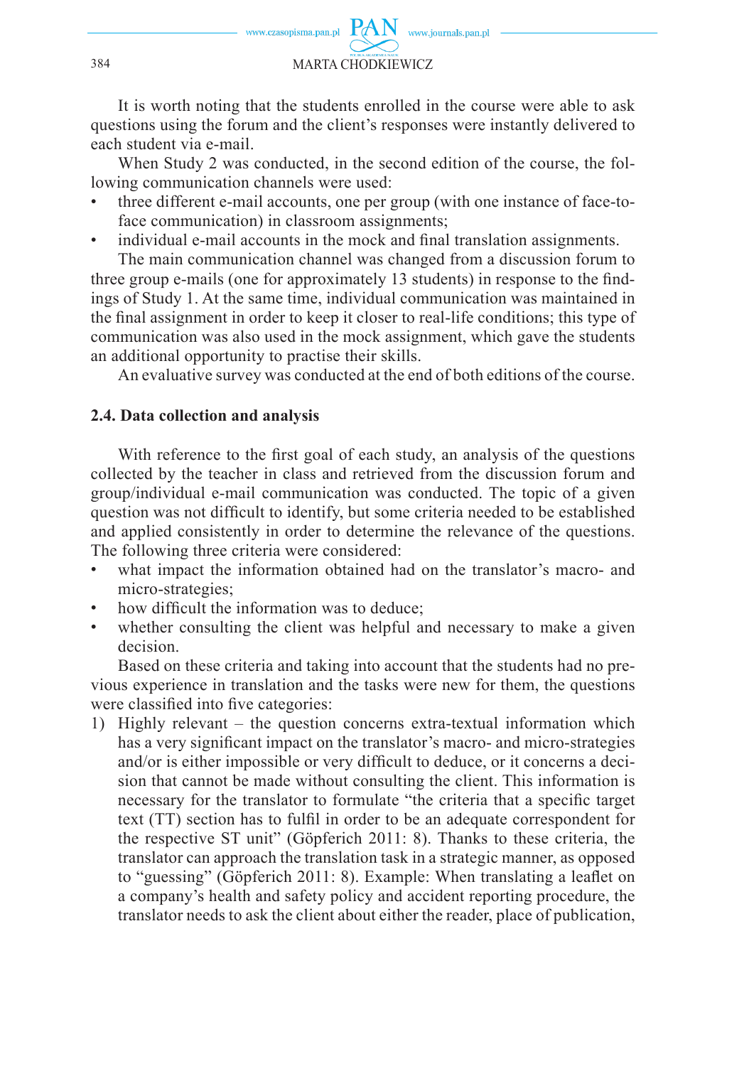It is worth noting that the students enrolled in the course were able to ask questions using the forum and the client's responses were instantly delivered to each student via e-mail.

When Study 2 was conducted, in the second edition of the course, the following communication channels were used:

- three different e-mail accounts, one per group (with one instance of face-to-face communication) in classroom assignments;
- individual e-mail accounts in the mock and final translation assignments.

The main communication channel was changed from a discussion forum to three group e-mails (one for approximately 13 students) in response to the findings of Study 1. At the same time, individual communication was maintained in the final assignment in order to keep it closer to real-life conditions; this type of communication was also used in the mock assignment, which gave the students an additional opportunity to practise their skills.

An evaluative survey was conducted at the end of both editions of the course.

### 2.4. Data collection and analysis

With reference to the first goal of each study, an analysis of the questions collected by the teacher in class and retrieved from the discussion forum and group/individual e-mail communication was conducted. The topic of a given question was not difficult to identify, but some criteria needed to be established and applied consistently in order to determine the relevance of the questions. The following three criteria were considered:

- what impact the information obtained had on the translator's macro- and micro-strategies;
- how difficult the information was to deduce;
- whether consulting the client was helpful and necessary to make a given decision.

Based on these criteria and taking into account that the students had no previous experience in translation and the tasks were new for them, the questions were classified into five categories:

1) Highly relevant – the question concerns extra-textual information which has a very significant impact on the translator's macro- and micro-strategies and/or is either impossible or very difficult to deduce, or it concerns a decision that cannot be made without consulting the client. This information is necessary for the translator to formulate "the criteria that a specific target text (TT) section has to fulfil in order to be an adequate correspondent for the respective ST unit" (Göpferich 2011: 8). Thanks to these criteria, the translator can approach the translation task in a strategic manner, as opposed to "guessing" (Göpferich 2011: 8). Example: When translating a leaflet on a company's health and safety policy and accident reporting procedure, the translator needs to ask the client about either the reader, place of publication,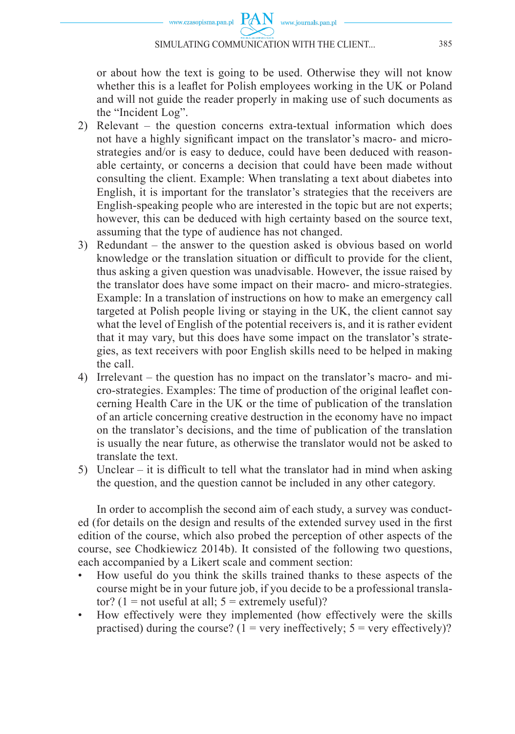or about how the text is going to be used. Otherwise they will not know whether this is a leaflet for Polish employees working in the UK or Poland and will not guide the reader properly in making use of such documents as the "Incident Log".

2) Relevant – the question concerns extra-textual information which does not have a highly significant impact on the translator's macro- and micro-strategies and/or is easy to deduce, could have been deduced with reasonable certainty, or concerns a decision that could have been made without consulting the client. Example: When translating a text about diabetes into English, it is important for the translator's strategies that the receivers are English-speaking people who are interested in the topic but are not experts; however, this can be deduced with high certainty based on the source text, assuming that the type of audience has not changed.
3) Redundant – the answer to the question asked is obvious based on world knowledge or the translation situation or difficult to provide for the client, thus asking a given question was unadvisable. However, the issue raised by the translator does have some impact on their macro- and micro-strategies. Example: In a translation of instructions on how to make an emergency call targeted at Polish people living or staying in the UK, the client cannot say what the level of English of the potential receivers is, and it is rather evident that it may vary, but this does have some impact on the translator's strategies, as text receivers with poor English skills need to be helped in making the call.
4) Irrelevant – the question has no impact on the translator's macro- and micro-strategies. Examples: The time of production of the original leaflet concerning Health Care in the UK or the time of publication of the translation of an article concerning creative destruction in the economy have no impact on the translator's decisions, and the time of publication of the translation is usually the near future, as otherwise the translator would not be asked to translate the text.
5) Unclear – it is difficult to tell what the translator had in mind when asking the question, and the question cannot be included in any other category.

In order to accomplish the second aim of each study, a survey was conducted (for details on the design and results of the extended survey used in the first edition of the course, which also probed the perception of other aspects of the course, see Chodkiewicz 2014b). It consisted of the following two questions, each accompanied by a Likert scale and comment section:

- How useful do you think the skills trained thanks to these aspects of the course might be in your future job, if you decide to be a professional translator? (1 = not useful at all; 5 = extremely useful)?
- How effectively were they implemented (how effectively were the skills practised) during the course? (1 = very ineffectively; 5 = very effectively)?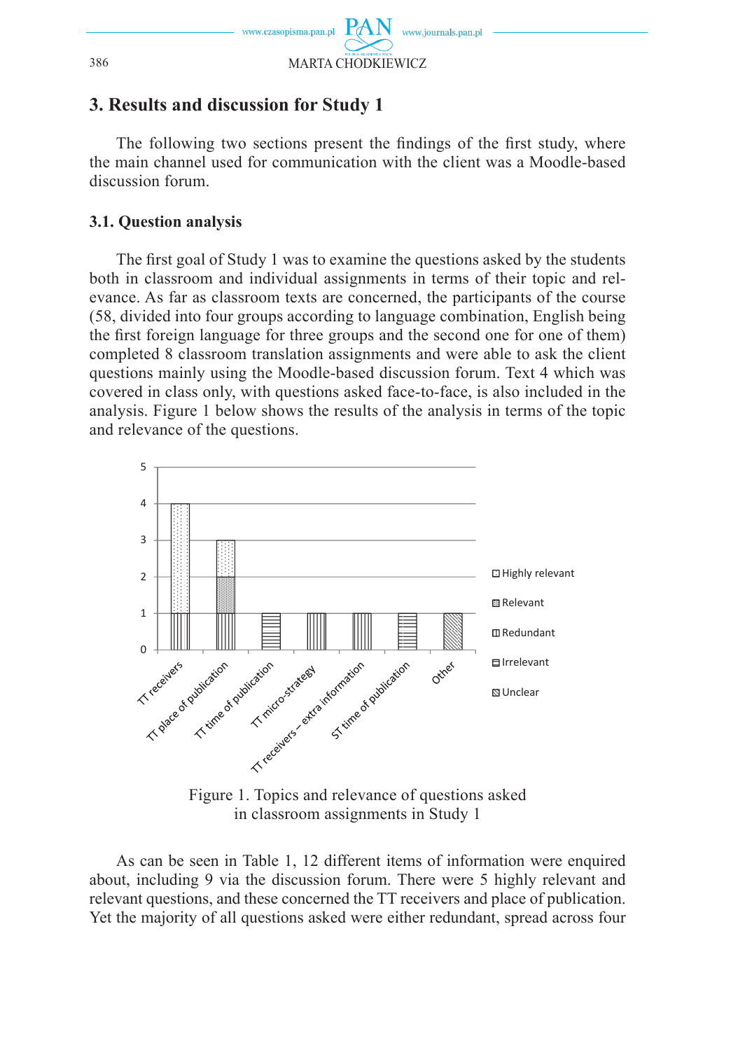## 3. Results and discussion for Study 1

The following two sections present the findings of the first study, where the main channel used for communication with the client was a Moodle-based discussion forum.

### 3.1. Question analysis

The first goal of Study 1 was to examine the questions asked by the students both in classroom and individual assignments in terms of their topic and relevance. As far as classroom texts are concerned, the participants of the course (58, divided into four groups according to language combination, English being the first foreign language for three groups and the second one for one of them) completed 8 classroom translation assignments and were able to ask the client questions mainly using the Moodle-based discussion forum. Text 4 which was covered in class only, with questions asked face-to-face, is also included in the analysis. Figure 1 below shows the results of the analysis in terms of the topic and relevance of the questions.

Figure 1. Topics and relevance of questions asked in classroom assignments in Study 1

As can be seen in Table 1, 12 different items of information were enquired about, including 9 via the discussion forum. There were 5 highly relevant and relevant questions, and these concerned the TT receivers and place of publication. Yet the majority of all questions asked were either redundant, spread across four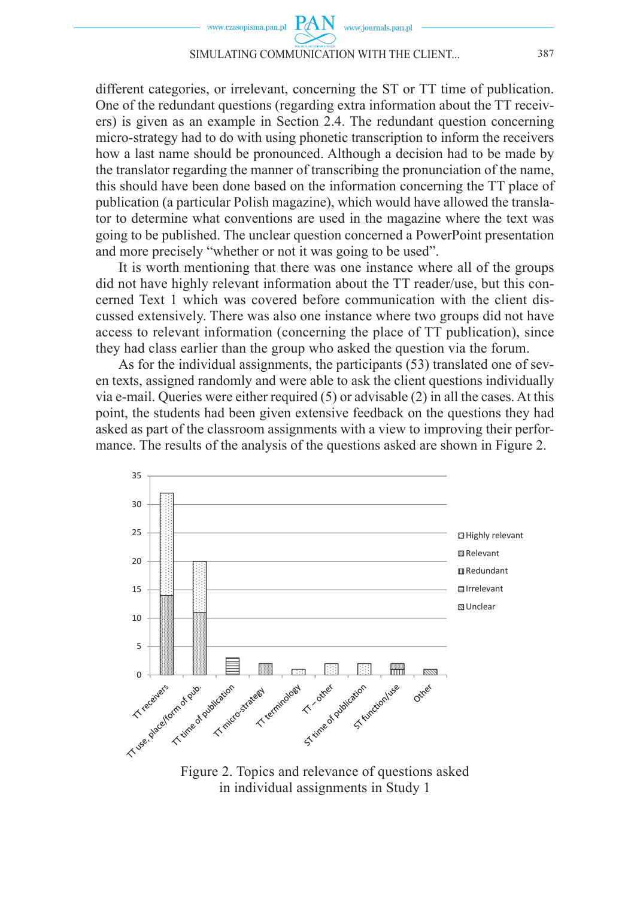different categories, or irrelevant, concerning the ST or TT time of publication. One of the redundant questions (regarding extra information about the TT receivers) is given as an example in Section 2.4. The redundant question concerning micro-strategy had to do with using phonetic transcription to inform the receivers how a last name should be pronounced. Although a decision had to be made by the translator regarding the manner of transcribing the pronunciation of the name, this should have been done based on the information concerning the TT place of publication (a particular Polish magazine), which would have allowed the translator to determine what conventions are used in the magazine where the text was going to be published. The unclear question concerned a PowerPoint presentation and more precisely "whether or not it was going to be used".

It is worth mentioning that there was one instance where all of the groups did not have highly relevant information about the TT reader/use, but this concerned Text 1 which was covered before communication with the client discussed extensively. There was also one instance where two groups did not have access to relevant information (concerning the place of TT publication), since they had class earlier than the group who asked the question via the forum.

As for the individual assignments, the participants (53) translated one of seven texts, assigned randomly and were able to ask the client questions individually via e-mail. Queries were either required (5) or advisable (2) in all the cases. At this point, the students had been given extensive feedback on the questions they had asked as part of the classroom assignments with a view to improving their performance. The results of the analysis of the questions asked are shown in Figure 2.

Figure 2. Topics and relevance of questions asked in individual assignments in Study 1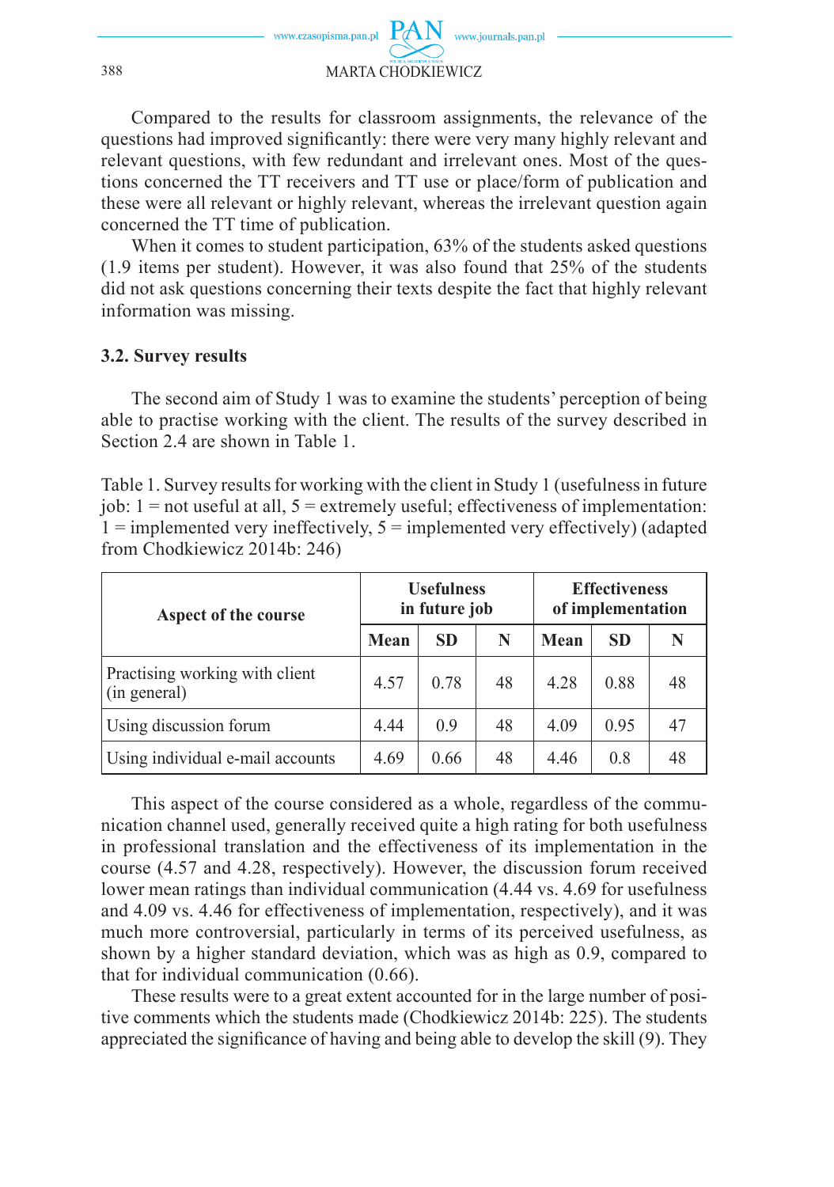Compared to the results for classroom assignments, the relevance of the questions had improved significantly: there were very many highly relevant and relevant questions, with few redundant and irrelevant ones. Most of the questions concerned the TT receivers and TT use or place/form of publication and these were all relevant or highly relevant, whereas the irrelevant question again concerned the TT time of publication.

When it comes to student participation, 63% of the students asked questions (1.9 items per student). However, it was also found that 25% of the students did not ask questions concerning their texts despite the fact that highly relevant information was missing.

### 3.2. Survey results

The second aim of Study 1 was to examine the students' perception of being able to practise working with the client. The results of the survey described in Section 2.4 are shown in Table 1.

Table 1. Survey results for working with the client in Study 1 (usefulness in future job: 1 = not useful at all, 5 = extremely useful; effectiveness of implementation: 1 = implemented very ineffectively, 5 = implemented very effectively) (adapted from Chodkiewicz 2014b: 246)

| Aspect of the course | Usefulness in future job | | | Effectiveness of implementation | | |
|---|---|---|---|---|---|---|
| | **Mean** | **SD** | **N** | **Mean** | **SD** | **N** |
| Practising working with client (in general) | 4.57 | 0.78 | 48 | 4.28 | 0.88 | 48 |
| Using discussion forum | 4.44 | 0.9 | 48 | 4.09 | 0.95 | 47 |
| Using individual e-mail accounts | 4.69 | 0.66 | 48 | 4.46 | 0.8 | 48 |

This aspect of the course considered as a whole, regardless of the communication channel used, generally received quite a high rating for both usefulness in professional translation and the effectiveness of its implementation in the course (4.57 and 4.28, respectively). However, the discussion forum received lower mean ratings than individual communication (4.44 vs. 4.69 for usefulness and 4.09 vs. 4.46 for effectiveness of implementation, respectively), and it was much more controversial, particularly in terms of its perceived usefulness, as shown by a higher standard deviation, which was as high as 0.9, compared to that for individual communication (0.66).

These results were to a great extent accounted for in the large number of positive comments which the students made (Chodkiewicz 2014b: 225). The students appreciated the significance of having and being able to develop the skill (9). They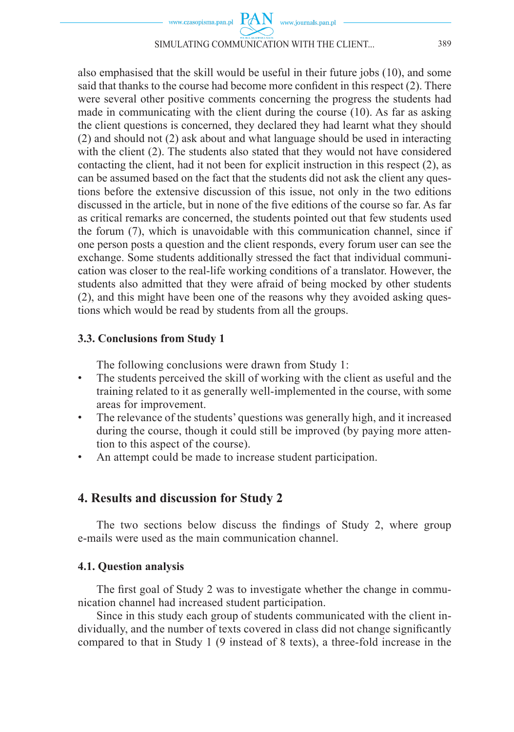also emphasised that the skill would be useful in their future jobs (10), and some said that thanks to the course had become more confident in this respect (2). There were several other positive comments concerning the progress the students had made in communicating with the client during the course (10). As far as asking the client questions is concerned, they declared they had learnt what they should (2) and should not (2) ask about and what language should be used in interacting with the client (2). The students also stated that they would not have considered contacting the client, had it not been for explicit instruction in this respect (2), as can be assumed based on the fact that the students did not ask the client any questions before the extensive discussion of this issue, not only in the two editions discussed in the article, but in none of the five editions of the course so far. As far as critical remarks are concerned, the students pointed out that few students used the forum (7), which is unavoidable with this communication channel, since if one person posts a question and the client responds, every forum user can see the exchange. Some students additionally stressed the fact that individual communication was closer to the real-life working conditions of a translator. However, the students also admitted that they were afraid of being mocked by other students (2), and this might have been one of the reasons why they avoided asking questions which would be read by students from all the groups.

### 3.3. Conclusions from Study 1

The following conclusions were drawn from Study 1:

- The students perceived the skill of working with the client as useful and the training related to it as generally well-implemented in the course, with some areas for improvement.
- The relevance of the students' questions was generally high, and it increased during the course, though it could still be improved (by paying more attention to this aspect of the course).
- An attempt could be made to increase student participation.

## 4. Results and discussion for Study 2

The two sections below discuss the findings of Study 2, where group e-mails were used as the main communication channel.

### 4.1. Question analysis

The first goal of Study 2 was to investigate whether the change in communication channel had increased student participation.

Since in this study each group of students communicated with the client individually, and the number of texts covered in class did not change significantly compared to that in Study 1 (9 instead of 8 texts), a three-fold increase in the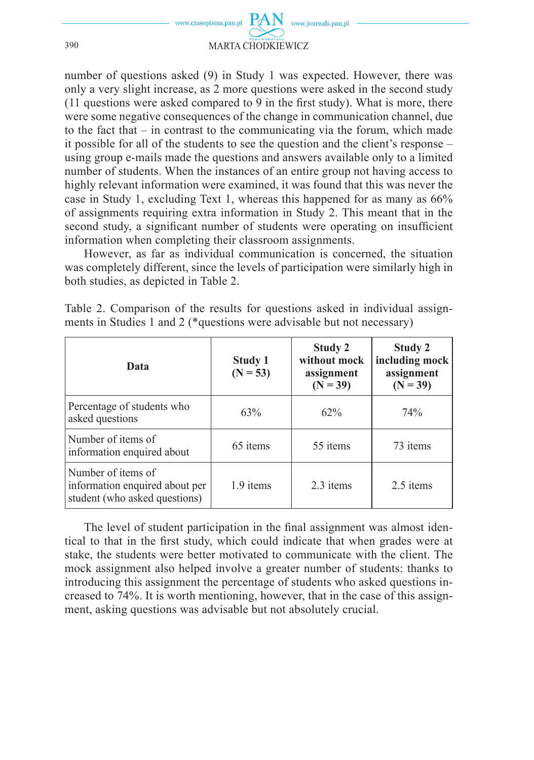number of questions asked (9) in Study 1 was expected. However, there was only a very slight increase, as 2 more questions were asked in the second study (11 questions were asked compared to 9 in the first study). What is more, there were some negative consequences of the change in communication channel, due to the fact that – in contrast to the communicating via the forum, which made it possible for all of the students to see the question and the client's response – using group e-mails made the questions and answers available only to a limited number of students. When the instances of an entire group not having access to highly relevant information were examined, it was found that this was never the case in Study 1, excluding Text 1, whereas this happened for as many as 66% of assignments requiring extra information in Study 2. This meant that in the second study, a significant number of students were operating on insufficient information when completing their classroom assignments.

However, as far as individual communication is concerned, the situation was completely different, since the levels of participation were similarly high in both studies, as depicted in Table 2.

Table 2. Comparison of the results for questions asked in individual assignments in Studies 1 and 2 (*questions were advisable but not necessary)

| Data | Study 1 (N = 53) | Study 2 without mock assignment (N = 39) | Study 2 including mock assignment (N = 39) |
|---|---|---|---|
| Percentage of students who asked questions | 63% | 62% | 74% |
| Number of items of information enquired about | 65 items | 55 items | 73 items |
| Number of items of information enquired about per student (who asked questions) | 1.9 items | 2.3 items | 2.5 items |

The level of student participation in the final assignment was almost identical to that in the first study, which could indicate that when grades were at stake, the students were better motivated to communicate with the client. The mock assignment also helped involve a greater number of students: thanks to introducing this assignment the percentage of students who asked questions increased to 74%. It is worth mentioning, however, that in the case of this assignment, asking questions was advisable but not absolutely crucial.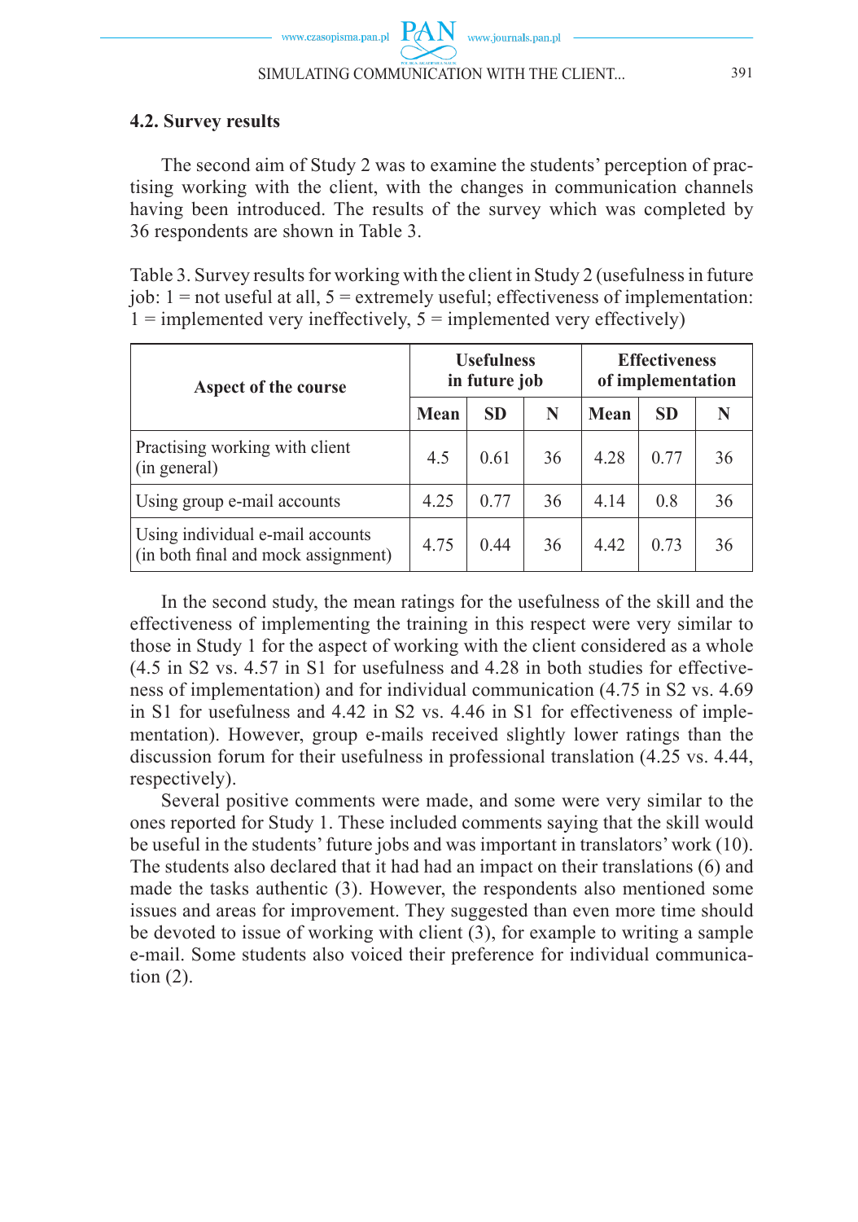### 4.2. Survey results

The second aim of Study 2 was to examine the students' perception of practising working with the client, with the changes in communication channels having been introduced. The results of the survey which was completed by 36 respondents are shown in Table 3.

Table 3. Survey results for working with the client in Study 2 (usefulness in future job: 1 = not useful at all, 5 = extremely useful; effectiveness of implementation: 1 = implemented very ineffectively, 5 = implemented very effectively)

| Aspect of the course | Usefulness in future job | | | Effectiveness of implementation | | |
|---|---|---|---|---|---|---|
| | **Mean** | **SD** | **N** | **Mean** | **SD** | **N** |
| Practising working with client (in general) | 4.5 | 0.61 | 36 | 4.28 | 0.77 | 36 |
| Using group e-mail accounts | 4.25 | 0.77 | 36 | 4.14 | 0.8 | 36 |
| Using individual e-mail accounts (in both final and mock assignment) | 4.75 | 0.44 | 36 | 4.42 | 0.73 | 36 |

In the second study, the mean ratings for the usefulness of the skill and the effectiveness of implementing the training in this respect were very similar to those in Study 1 for the aspect of working with the client considered as a whole (4.5 in S2 vs. 4.57 in S1 for usefulness and 4.28 in both studies for effectiveness of implementation) and for individual communication (4.75 in S2 vs. 4.69 in S1 for usefulness and 4.42 in S2 vs. 4.46 in S1 for effectiveness of implementation). However, group e-mails received slightly lower ratings than the discussion forum for their usefulness in professional translation (4.25 vs. 4.44, respectively).

Several positive comments were made, and some were very similar to the ones reported for Study 1. These included comments saying that the skill would be useful in the students' future jobs and was important in translators' work (10). The students also declared that it had had an impact on their translations (6) and made the tasks authentic (3). However, the respondents also mentioned some issues and areas for improvement. They suggested than even more time should be devoted to issue of working with client (3), for example to writing a sample e-mail. Some students also voiced their preference for individual communication (2).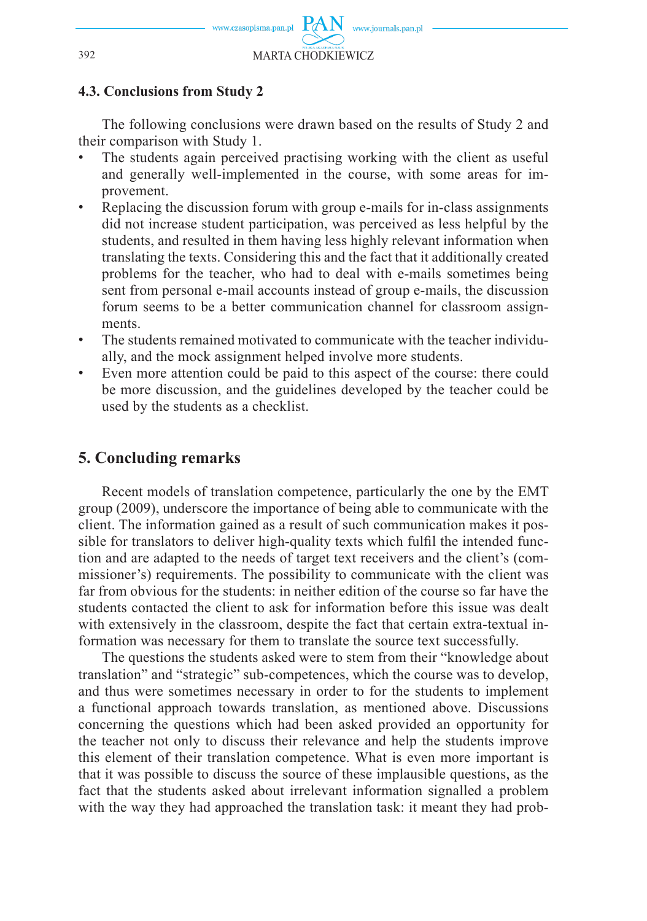### 4.3. Conclusions from Study 2

The following conclusions were drawn based on the results of Study 2 and their comparison with Study 1.

- The students again perceived practising working with the client as useful and generally well-implemented in the course, with some areas for improvement.
- Replacing the discussion forum with group e-mails for in-class assignments did not increase student participation, was perceived as less helpful by the students, and resulted in them having less highly relevant information when translating the texts. Considering this and the fact that it additionally created problems for the teacher, who had to deal with e-mails sometimes being sent from personal e-mail accounts instead of group e-mails, the discussion forum seems to be a better communication channel for classroom assignments.
- The students remained motivated to communicate with the teacher individually, and the mock assignment helped involve more students.
- Even more attention could be paid to this aspect of the course: there could be more discussion, and the guidelines developed by the teacher could be used by the students as a checklist.

## 5. Concluding remarks

Recent models of translation competence, particularly the one by the EMT group (2009), underscore the importance of being able to communicate with the client. The information gained as a result of such communication makes it possible for translators to deliver high-quality texts which fulfil the intended function and are adapted to the needs of target text receivers and the client's (commissioner's) requirements. The possibility to communicate with the client was far from obvious for the students: in neither edition of the course so far have the students contacted the client to ask for information before this issue was dealt with extensively in the classroom, despite the fact that certain extra-textual information was necessary for them to translate the source text successfully.

The questions the students asked were to stem from their "knowledge about translation" and "strategic" sub-competences, which the course was to develop, and thus were sometimes necessary in order to for the students to implement a functional approach towards translation, as mentioned above. Discussions concerning the questions which had been asked provided an opportunity for the teacher not only to discuss their relevance and help the students improve this element of their translation competence. What is even more important is that it was possible to discuss the source of these implausible questions, as the fact that the students asked about irrelevant information signalled a problem with the way they had approached the translation task: it meant they had prob-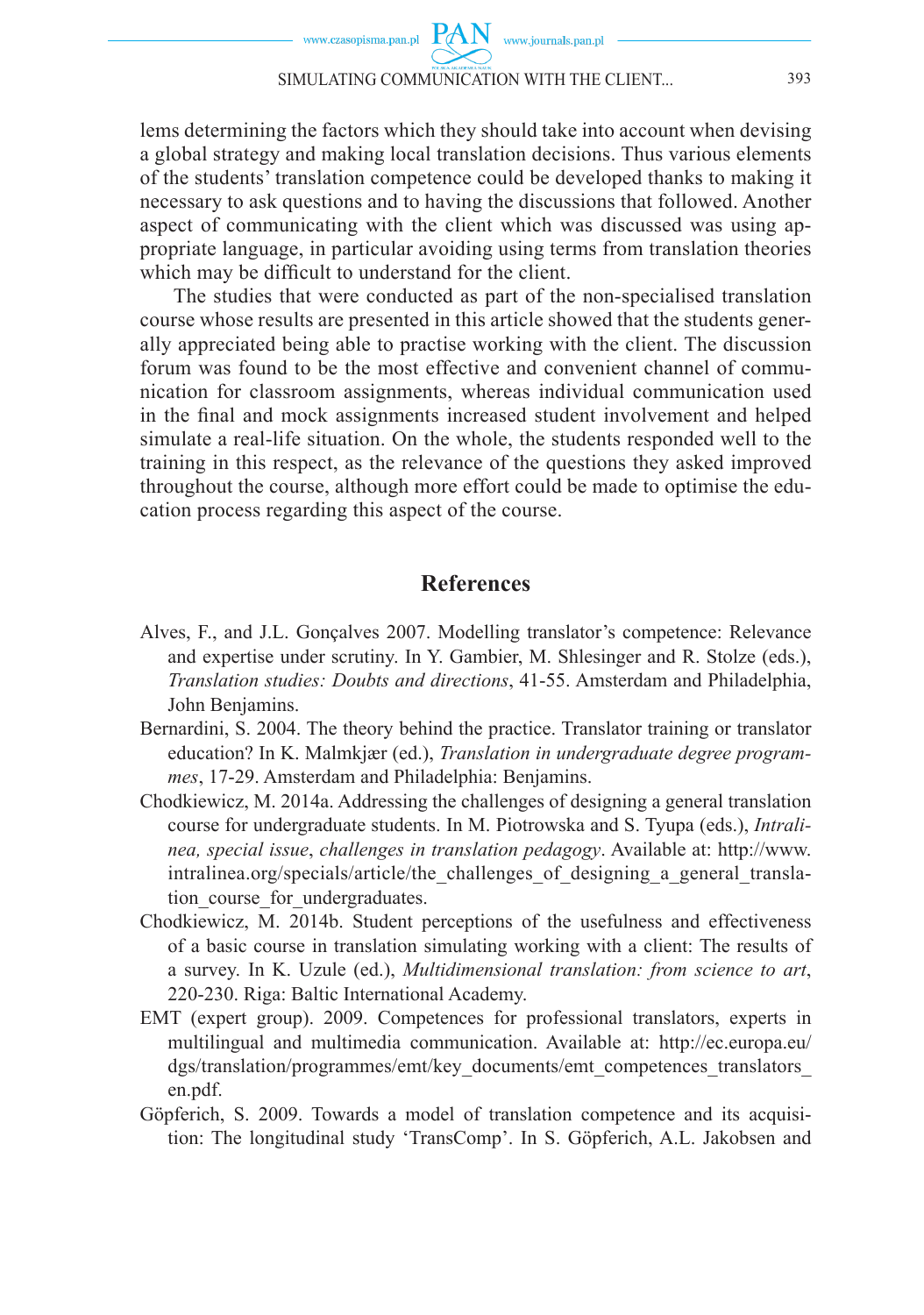lems determining the factors which they should take into account when devising a global strategy and making local translation decisions. Thus various elements of the students' translation competence could be developed thanks to making it necessary to ask questions and to having the discussions that followed. Another aspect of communicating with the client which was discussed was using appropriate language, in particular avoiding using terms from translation theories which may be difficult to understand for the client.

The studies that were conducted as part of the non-specialised translation course whose results are presented in this article showed that the students generally appreciated being able to practise working with the client. The discussion forum was found to be the most effective and convenient channel of communication for classroom assignments, whereas individual communication used in the final and mock assignments increased student involvement and helped simulate a real-life situation. On the whole, the students responded well to the training in this respect, as the relevance of the questions they asked improved throughout the course, although more effort could be made to optimise the education process regarding this aspect of the course.

## References

Alves, F., and J.L. Gonçalves 2007. Modelling translator's competence: Relevance and expertise under scrutiny. In Y. Gambier, M. Shlesinger and R. Stolze (eds.), *Translation studies: Doubts and directions*, 41-55. Amsterdam and Philadelphia, John Benjamins.

Bernardini, S. 2004. The theory behind the practice. Translator training or translator education? In K. Malmkjær (ed.), *Translation in undergraduate degree programmes*, 17-29. Amsterdam and Philadelphia: Benjamins.

Chodkiewicz, M. 2014a. Addressing the challenges of designing a general translation course for undergraduate students. In M. Piotrowska and S. Tyupa (eds.), *Intralinea, special issue*, *challenges in translation pedagogy*. Available at: http://www.intralinea.org/specials/article/the_challenges_of_designing_a_general_translation_course_for_undergraduates.

Chodkiewicz, M. 2014b. Student perceptions of the usefulness and effectiveness of a basic course in translation simulating working with a client: The results of a survey. In K. Uzule (ed.), *Multidimensional translation: from science to art*, 220-230. Riga: Baltic International Academy.

EMT (expert group). 2009. Competences for professional translators, experts in multilingual and multimedia communication. Available at: http://ec.europa.eu/dgs/translation/programmes/emt/key_documents/emt_competences_translators_en.pdf.

Göpferich, S. 2009. Towards a model of translation competence and its acquisition: The longitudinal study 'TransComp'. In S. Göpferich, A.L. Jakobsen and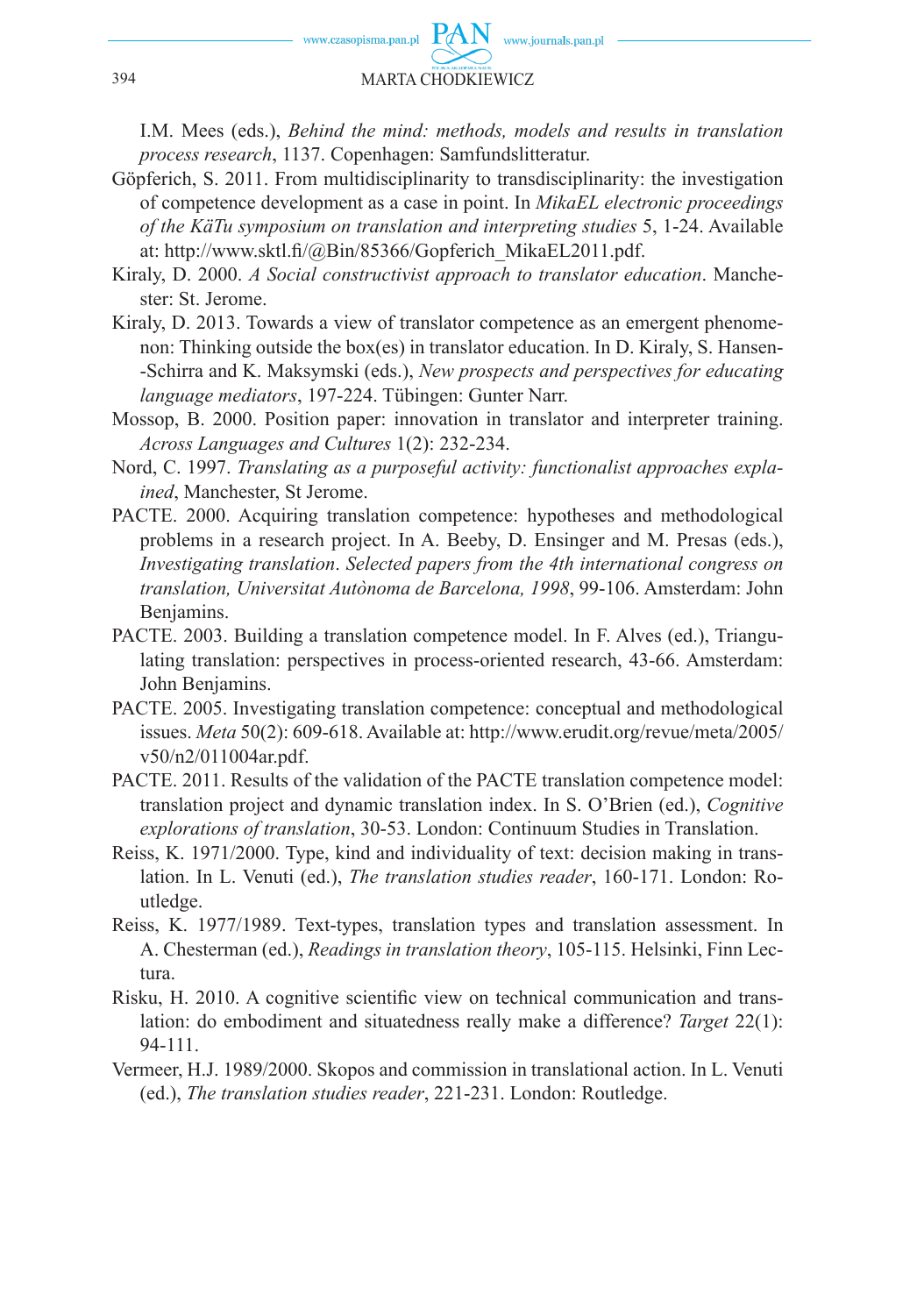I.M. Mees (eds.), *Behind the mind: methods, models and results in translation process research*, 1137. Copenhagen: Samfundslitteratur.

Göpferich, S. 2011. From multidisciplinarity to transdisciplinarity: the investigation of competence development as a case in point. In *MikaEL electronic proceedings of the KäTu symposium on translation and interpreting studies* 5, 1-24. Available at: http://www.sktl.fi/@Bin/85366/Gopferich_MikaEL2011.pdf.

Kiraly, D. 2000. *A Social constructivist approach to translator education*. Manchester: St. Jerome.

Kiraly, D. 2013. Towards a view of translator competence as an emergent phenomenon: Thinking outside the box(es) in translator education. In D. Kiraly, S. Hansen-Schirra and K. Maksymski (eds.), *New prospects and perspectives for educating language mediators*, 197-224. Tübingen: Gunter Narr.

Mossop, B. 2000. Position paper: innovation in translator and interpreter training. *Across Languages and Cultures* 1(2): 232-234.

Nord, C. 1997. *Translating as a purposeful activity: functionalist approaches explained*, Manchester, St Jerome.

PACTE. 2000. Acquiring translation competence: hypotheses and methodological problems in a research project. In A. Beeby, D. Ensinger and M. Presas (eds.), *Investigating translation. Selected papers from the 4th international congress on translation, Universitat Autònoma de Barcelona, 1998*, 99-106. Amsterdam: John Benjamins.

PACTE. 2003. Building a translation competence model. In F. Alves (ed.), Triangulating translation: perspectives in process-oriented research, 43-66. Amsterdam: John Benjamins.

PACTE. 2005. Investigating translation competence: conceptual and methodological issues. *Meta* 50(2): 609-618. Available at: http://www.erudit.org/revue/meta/2005/v50/n2/011004ar.pdf.

PACTE. 2011. Results of the validation of the PACTE translation competence model: translation project and dynamic translation index. In S. O'Brien (ed.), *Cognitive explorations of translation*, 30-53. London: Continuum Studies in Translation.

Reiss, K. 1971/2000. Type, kind and individuality of text: decision making in translation. In L. Venuti (ed.), *The translation studies reader*, 160-171. London: Routledge.

Reiss, K. 1977/1989. Text-types, translation types and translation assessment. In A. Chesterman (ed.), *Readings in translation theory*, 105-115. Helsinki, Finn Lectura.

Risku, H. 2010. A cognitive scientific view on technical communication and translation: do embodiment and situatedness really make a difference? *Target* 22(1): 94-111.

Vermeer, H.J. 1989/2000. Skopos and commission in translational action. In L. Venuti (ed.), *The translation studies reader*, 221-231. London: Routledge.